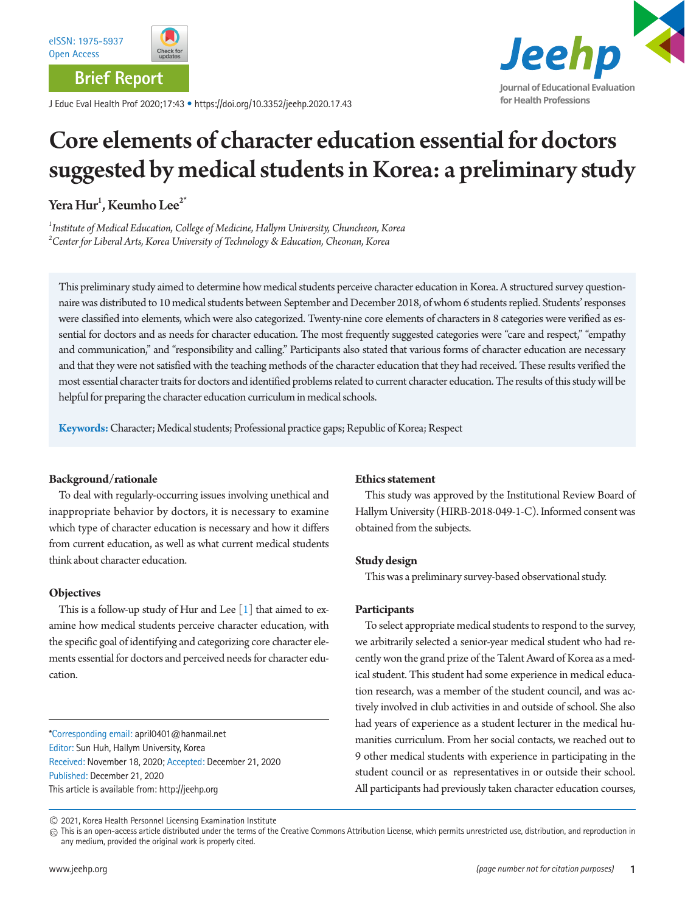eISSN: 1975-5937
Open Access

Brief Report

J Educ Eval Health Prof 2020;17:43 • https://doi.org/10.3352/jeehp.2020.17.43

# Core elements of character education essential for doctors suggested by medical students in Korea: a preliminary study

**Yera Hur[1], Keumho Lee[2*]**

[1]*Institute of Medical Education, College of Medicine, Hallym University, Chuncheon, Korea*
[2]*Center for Liberal Arts, Korea University of Technology & Education, Cheonan, Korea*

This preliminary study aimed to determine how medical students perceive character education in Korea. A structured survey questionnaire was distributed to 10 medical students between September and December 2018, of whom 6 students replied. Students' responses were classified into elements, which were also categorized. Twenty-nine core elements of characters in 8 categories were verified as essential for doctors and as needs for character education. The most frequently suggested categories were "care and respect," "empathy and communication," and "responsibility and calling." Participants also stated that various forms of character education are necessary and that they were not satisfied with the teaching methods of the character education that they had received. These results verified the most essential character traits for doctors and identified problems related to current character education. The results of this study will be helpful for preparing the character education curriculum in medical schools.

**Keywords:** Character; Medical students; Professional practice gaps; Republic of Korea; Respect

### Background/rationale

To deal with regularly-occurring issues involving unethical and inappropriate behavior by doctors, it is necessary to examine which type of character education is necessary and how it differs from current education, as well as what current medical students think about character education.

### Objectives

This is a follow-up study of Hur and Lee [1] that aimed to examine how medical students perceive character education, with the specific goal of identifying and categorizing core character elements essential for doctors and perceived needs for character education.

### Ethics statement

This study was approved by the Institutional Review Board of Hallym University (HIRB-2018-049-1-C). Informed consent was obtained from the subjects.

### Study design

This was a preliminary survey-based observational study.

### Participants

To select appropriate medical students to respond to the survey, we arbitrarily selected a senior-year medical student who had recently won the grand prize of the Talent Award of Korea as a medical student. This student had some experience in medical education research, was a member of the student council, and was actively involved in club activities in and outside of school. She also had years of experience as a student lecturer in the medical humanities curriculum. From her social contacts, we reached out to 9 other medical students with experience in participating in the student council or as representatives in or outside their school. All participants had previously taken character education courses,

*Corresponding email: april0401@hanmail.net
Editor: Sun Huh, Hallym University, Korea
Received: November 18, 2020; Accepted: December 21, 2020
Published: December 21, 2020
This article is available from: http://jeehp.org

© 2021, Korea Health Personnel Licensing Examination Institute
This is an open-access article distributed under the terms of the Creative Commons Attribution License, which permits unrestricted use, distribution, and reproduction in any medium, provided the original work is properly cited.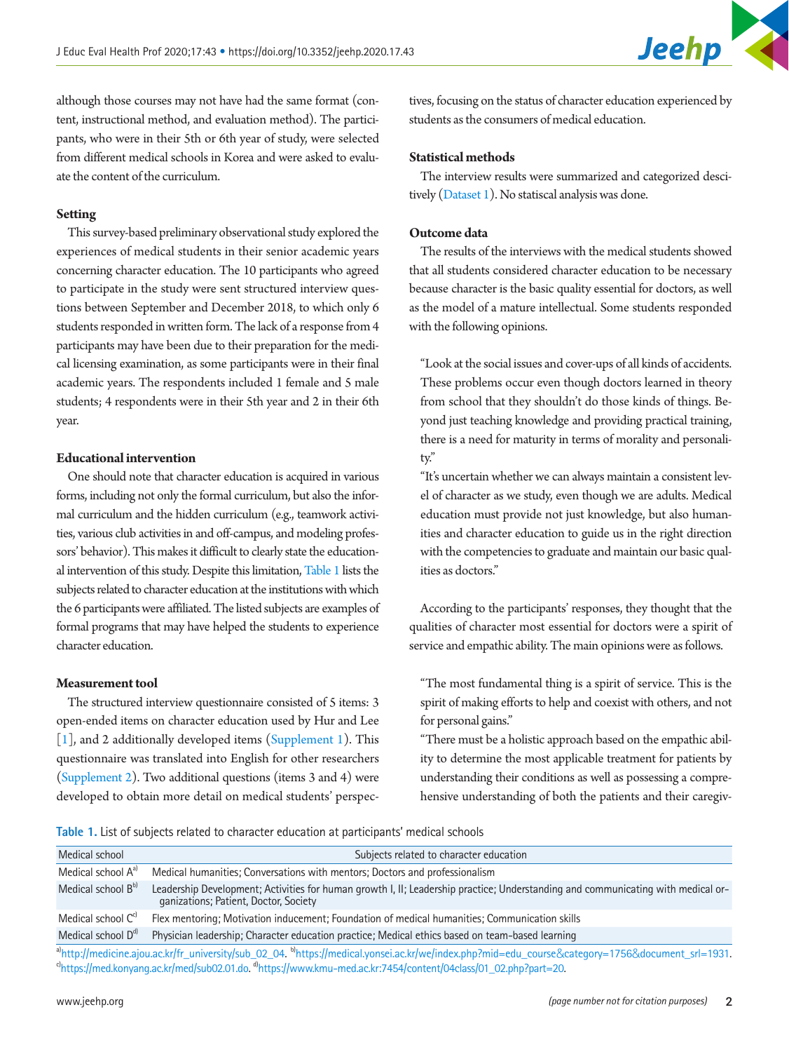although those courses may not have had the same format (content, instructional method, and evaluation method). The participants, who were in their 5th or 6th year of study, were selected from different medical schools in Korea and were asked to evaluate the content of the curriculum.

### Setting

This survey-based preliminary observational study explored the experiences of medical students in their senior academic years concerning character education. The 10 participants who agreed to participate in the study were sent structured interview questions between September and December 2018, to which only 6 students responded in written form. The lack of a response from 4 participants may have been due to their preparation for the medical licensing examination, as some participants were in their final academic years. The respondents included 1 female and 5 male students; 4 respondents were in their 5th year and 2 in their 6th year.

### Educational intervention

One should note that character education is acquired in various forms, including not only the formal curriculum, but also the informal curriculum and the hidden curriculum (e.g., teamwork activities, various club activities in and off-campus, and modeling professors' behavior). This makes it difficult to clearly state the educational intervention of this study. Despite this limitation, Table 1 lists the subjects related to character education at the institutions with which the 6 participants were affiliated. The listed subjects are examples of formal programs that may have helped the students to experience character education.

### Measurement tool

The structured interview questionnaire consisted of 5 items: 3 open-ended items on character education used by Hur and Lee [1], and 2 additionally developed items (Supplement 1). This questionnaire was translated into English for other researchers (Supplement 2). Two additional questions (items 3 and 4) were developed to obtain more detail on medical students' perspectives, focusing on the status of character education experienced by students as the consumers of medical education.

### Statistical methods

The interview results were summarized and categorized descitively (Dataset 1). No statiscal analysis was done.

### Outcome data

The results of the interviews with the medical students showed that all students considered character education to be necessary because character is the basic quality essential for doctors, as well as the model of a mature intellectual. Some students responded with the following opinions.

> "Look at the social issues and cover-ups of all kinds of accidents. These problems occur even though doctors learned in theory from school that they shouldn't do those kinds of things. Beyond just teaching knowledge and providing practical training, there is a need for maturity in terms of morality and personality."
>
> "It's uncertain whether we can always maintain a consistent level of character as we study, even though we are adults. Medical education must provide not just knowledge, but also humanities and character education to guide us in the right direction with the competencies to graduate and maintain our basic qualities as doctors."

According to the participants' responses, they thought that the qualities of character most essential for doctors were a spirit of service and empathic ability. The main opinions were as follows.

> "The most fundamental thing is a spirit of service. This is the spirit of making efforts to help and coexist with others, and not for personal gains."
>
> "There must be a holistic approach based on the empathic ability to determine the most applicable treatment for patients by understanding their conditions as well as possessing a comprehensive understanding of both the patients and their caregiv-

**Table 1.** List of subjects related to character education at participants' medical schools

| Medical school | Subjects related to character education |
|---|---|
| Medical school A[a] | Medical humanities; Conversations with mentors; Doctors and professionalism |
| Medical school B[b] | Leadership Development; Activities for human growth I, II; Leadership practice; Understanding and communicating with medical organizations; Patient, Doctor, Society |
| Medical school C[c] | Flex mentoring; Motivation inducement; Foundation of medical humanities; Communication skills |
| Medical school D[d] | Physician leadership; Character education practice; Medical ethics based on team-based learning |

[a]http://medicine.ajou.ac.kr/fr_university/sub_02_04. [b]https://medical.yonsei.ac.kr/we/index.php?mid=edu_course&category=1756&document_srl=1931. [c]https://med.konyang.ac.kr/med/sub02.01.do. [d]https://www.kmu-med.ac.kr:7454/content/04class/01_02.php?part=20.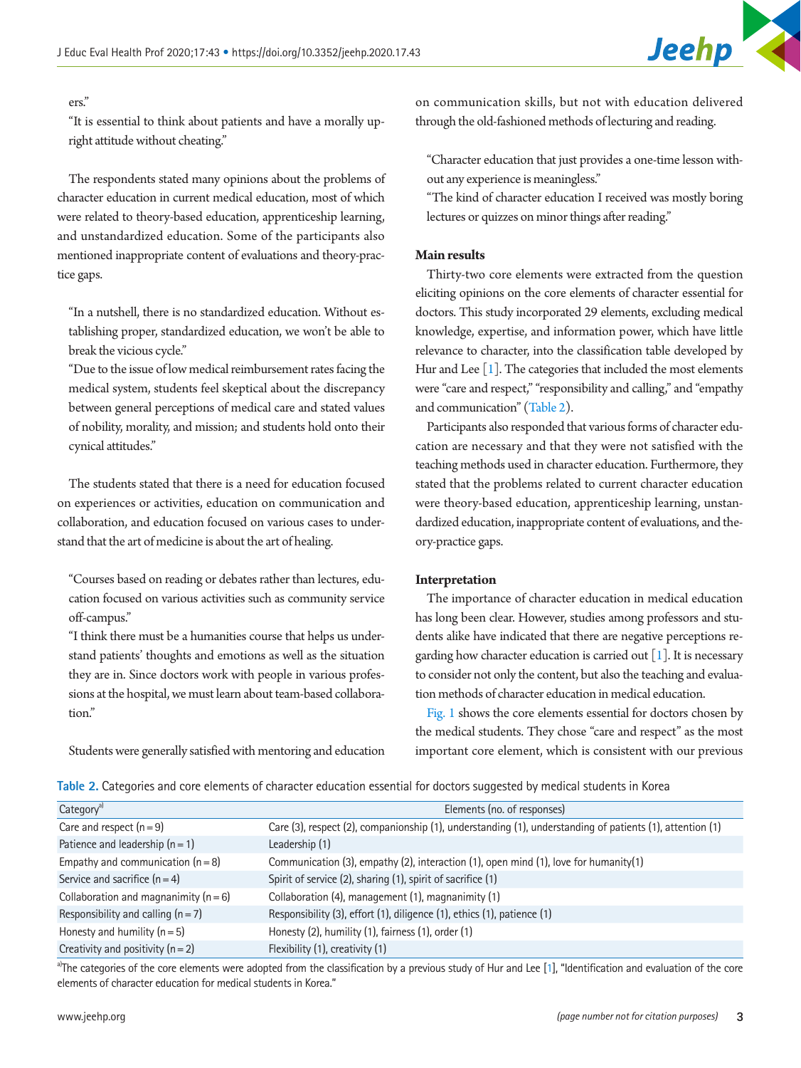ers."

"It is essential to think about patients and have a morally upright attitude without cheating."

The respondents stated many opinions about the problems of character education in current medical education, most of which were related to theory-based education, apprenticeship learning, and unstandardized education. Some of the participants also mentioned inappropriate content of evaluations and theory-practice gaps.

"In a nutshell, there is no standardized education. Without establishing proper, standardized education, we won't be able to break the vicious cycle."

"Due to the issue of low medical reimbursement rates facing the medical system, students feel skeptical about the discrepancy between general perceptions of medical care and stated values of nobility, morality, and mission; and students hold onto their cynical attitudes."

The students stated that there is a need for education focused on experiences or activities, education on communication and collaboration, and education focused on various cases to understand that the art of medicine is about the art of healing.

"Courses based on reading or debates rather than lectures, education focused on various activities such as community service off-campus."

"I think there must be a humanities course that helps us understand patients' thoughts and emotions as well as the situation they are in. Since doctors work with people in various professions at the hospital, we must learn about team-based collaboration."

Students were generally satisfied with mentoring and education on communication skills, but not with education delivered through the old-fashioned methods of lecturing and reading.

"Character education that just provides a one-time lesson without any experience is meaningless."

"The kind of character education I received was mostly boring lectures or quizzes on minor things after reading."

### Main results

Thirty-two core elements were extracted from the question eliciting opinions on the core elements of character essential for doctors. This study incorporated 29 elements, excluding medical knowledge, expertise, and information power, which have little relevance to character, into the classification table developed by Hur and Lee [1]. The categories that included the most elements were "care and respect," "responsibility and calling," and "empathy and communication" (Table 2).

Participants also responded that various forms of character education are necessary and that they were not satisfied with the teaching methods used in character education. Furthermore, they stated that the problems related to current character education were theory-based education, apprenticeship learning, unstandardized education, inappropriate content of evaluations, and theory-practice gaps.

### Interpretation

The importance of character education in medical education has long been clear. However, studies among professors and students alike have indicated that there are negative perceptions regarding how character education is carried out [1]. It is necessary to consider not only the content, but also the teaching and evaluation methods of character education in medical education.

Fig. 1 shows the core elements essential for doctors chosen by the medical students. They chose "care and respect" as the most important core element, which is consistent with our previous

**Table 2.** Categories and core elements of character education essential for doctors suggested by medical students in Korea

| Category[a] | Elements (no. of responses) |
|---|---|
| Care and respect (n=9) | Care (3), respect (2), companionship (1), understanding (1), understanding of patients (1), attention (1) |
| Patience and leadership (n=1) | Leadership (1) |
| Empathy and communication (n=8) | Communication (3), empathy (2), interaction (1), open mind (1), love for humanity(1) |
| Service and sacrifice (n=4) | Spirit of service (2), sharing (1), spirit of sacrifice (1) |
| Collaboration and magnanimity (n=6) | Collaboration (4), management (1), magnanimity (1) |
| Responsibility and calling (n=7) | Responsibility (3), effort (1), diligence (1), ethics (1), patience (1) |
| Honesty and humility (n=5) | Honesty (2), humility (1), fairness (1), order (1) |
| Creativity and positivity (n=2) | Flexibility (1), creativity (1) |

[a]The categories of the core elements were adopted from the classification by a previous study of Hur and Lee [1], "Identification and evaluation of the core elements of character education for medical students in Korea."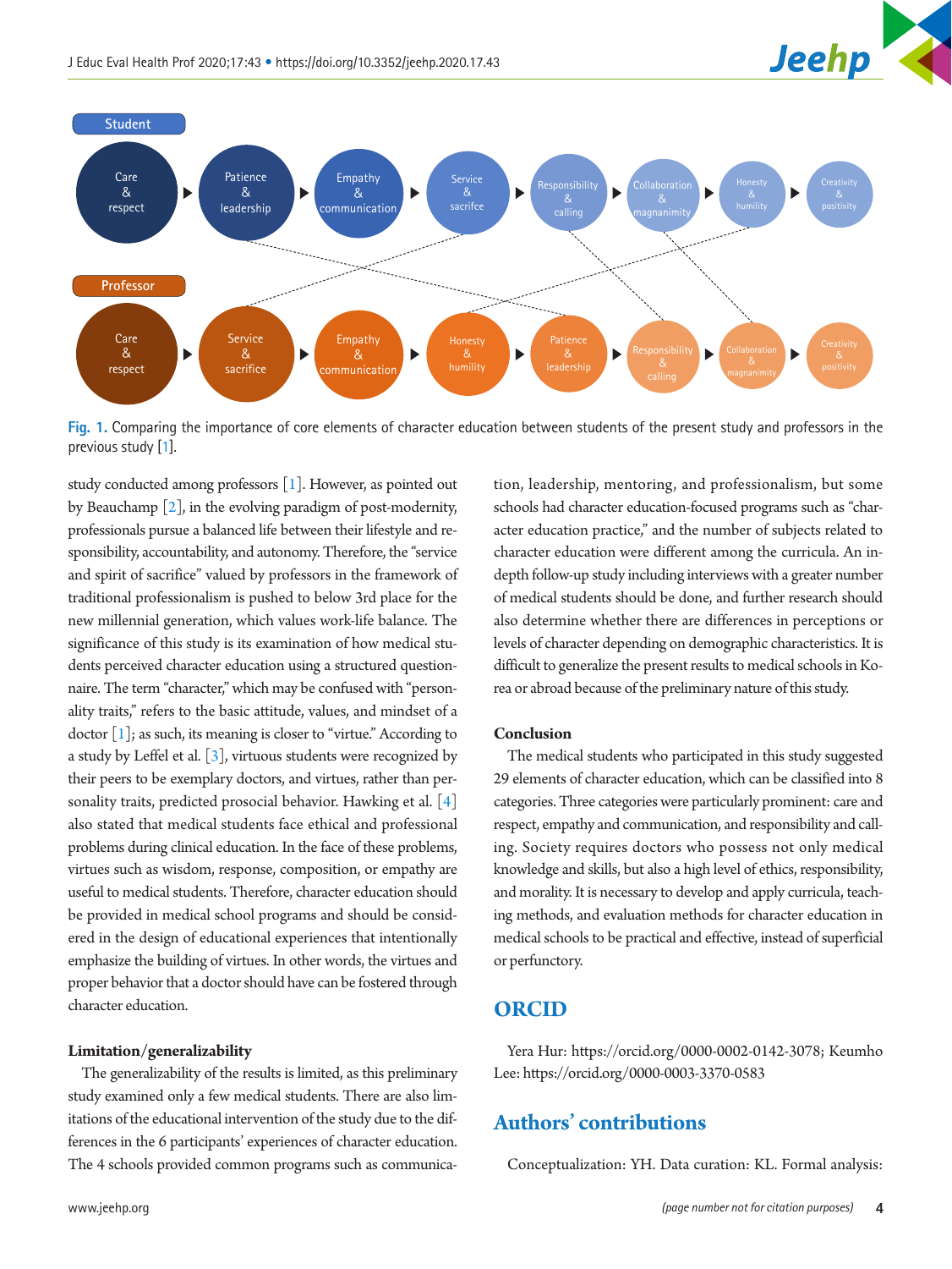Fig. 1. Comparing the importance of core elements of character education between students of the present study and professors in the previous study [1].

study conducted among professors [1]. However, as pointed out by Beauchamp [2], in the evolving paradigm of post-modernity, professionals pursue a balanced life between their lifestyle and responsibility, accountability, and autonomy. Therefore, the "service and spirit of sacrifice" valued by professors in the framework of traditional professionalism is pushed to below 3rd place for the new millennial generation, which values work-life balance. The significance of this study is its examination of how medical students perceived character education using a structured questionnaire. The term "character," which may be confused with "personality traits," refers to the basic attitude, values, and mindset of a doctor [1]; as such, its meaning is closer to "virtue." According to a study by Leffel et al. [3], virtuous students were recognized by their peers to be exemplary doctors, and virtues, rather than personality traits, predicted prosocial behavior. Hawking et al. [4] also stated that medical students face ethical and professional problems during clinical education. In the face of these problems, virtues such as wisdom, response, composition, or empathy are useful to medical students. Therefore, character education should be provided in medical school programs and should be considered in the design of educational experiences that intentionally emphasize the building of virtues. In other words, the virtues and proper behavior that a doctor should have can be fostered through character education.

**Limitation/generalizability**

The generalizability of the results is limited, as this preliminary study examined only a few medical students. There are also limitations of the educational intervention of the study due to the differences in the 6 participants' experiences of character education. The 4 schools provided common programs such as communication, leadership, mentoring, and professionalism, but some schools had character education-focused programs such as "character education practice," and the number of subjects related to character education were different among the curricula. An in-depth follow-up study including interviews with a greater number of medical students should be done, and further research should also determine whether there are differences in perceptions or levels of character depending on demographic characteristics. It is difficult to generalize the present results to medical schools in Korea or abroad because of the preliminary nature of this study.

**Conclusion**

The medical students who participated in this study suggested 29 elements of character education, which can be classified into 8 categories. Three categories were particularly prominent: care and respect, empathy and communication, and responsibility and calling. Society requires doctors who possess not only medical knowledge and skills, but also a high level of ethics, responsibility, and morality. It is necessary to develop and apply curricula, teaching methods, and evaluation methods for character education in medical schools to be practical and effective, instead of superficial or perfunctory.

## ORCID

Yera Hur: https://orcid.org/0000-0002-0142-3078; Keumho Lee: https://orcid.org/0000-0003-3370-0583

## Authors' contributions

Conceptualization: YH. Data curation: KL. Formal analysis: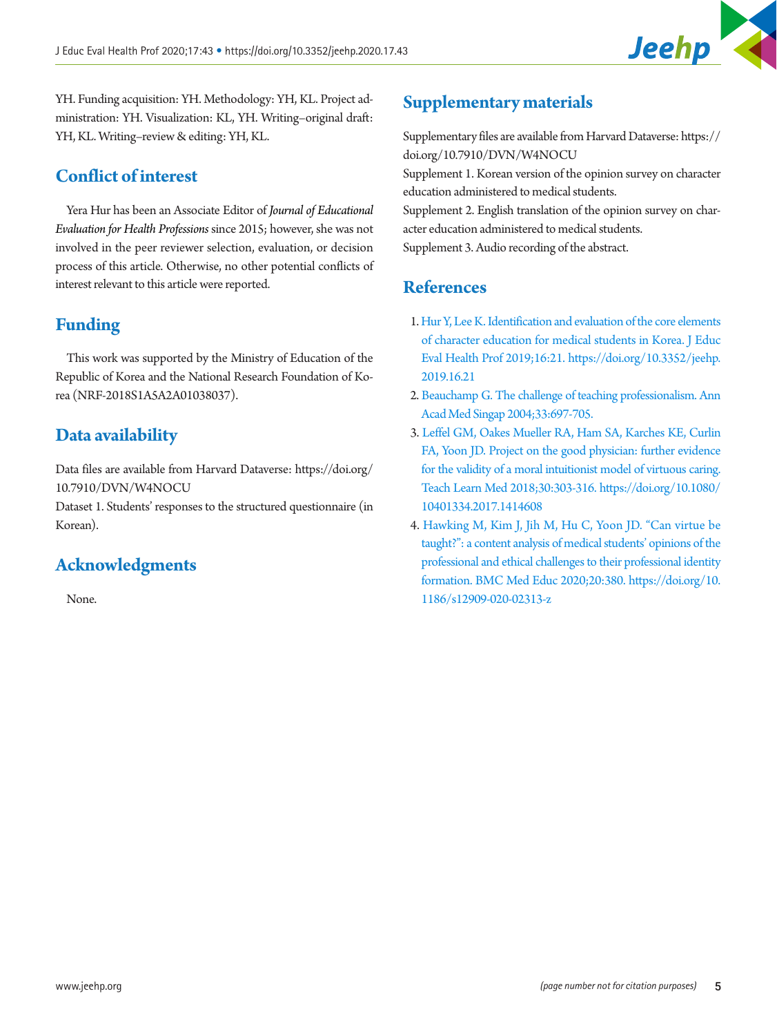YH. Funding acquisition: YH. Methodology: YH, KL. Project administration: YH. Visualization: KL, YH. Writing–original draft: YH, KL. Writing–review & editing: YH, KL.

## Conflict of interest

Yera Hur has been an Associate Editor of *Journal of Educational Evaluation for Health Professions* since 2015; however, she was not involved in the peer reviewer selection, evaluation, or decision process of this article. Otherwise, no other potential conflicts of interest relevant to this article were reported.

## Funding

This work was supported by the Ministry of Education of the Republic of Korea and the National Research Foundation of Korea (NRF-2018S1A5A2A01038037).

## Data availability

Data files are available from Harvard Dataverse: https://doi.org/10.7910/DVN/W4NOCU

Dataset 1. Students' responses to the structured questionnaire (in Korean).

## Acknowledgments

None.

## Supplementary materials

Supplementary files are available from Harvard Dataverse: https://doi.org/10.7910/DVN/W4NOCU

Supplement 1. Korean version of the opinion survey on character education administered to medical students.

Supplement 2. English translation of the opinion survey on character education administered to medical students.

Supplement 3. Audio recording of the abstract.

## References

1. Hur Y, Lee K. Identification and evaluation of the core elements of character education for medical students in Korea. J Educ Eval Health Prof 2019;16:21. https://doi.org/10.3352/jeehp.2019.16.21
2. Beauchamp G. The challenge of teaching professionalism. Ann Acad Med Singap 2004;33:697-705.
3. Leffel GM, Oakes Mueller RA, Ham SA, Karches KE, Curlin FA, Yoon JD. Project on the good physician: further evidence for the validity of a moral intuitionist model of virtuous caring. Teach Learn Med 2018;30:303-316. https://doi.org/10.1080/10401334.2017.1414608
4. Hawking M, Kim J, Jih M, Hu C, Yoon JD. "Can virtue be taught?": a content analysis of medical students' opinions of the professional and ethical challenges to their professional identity formation. BMC Med Educ 2020;20:380. https://doi.org/10.1186/s12909-020-02313-z